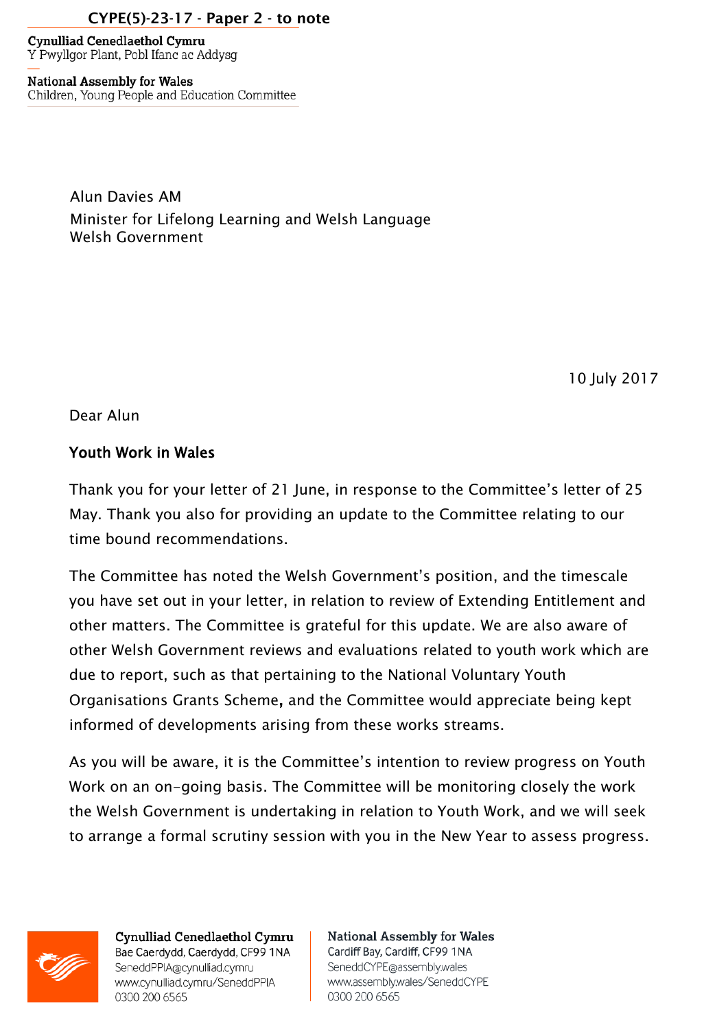CYPE(5)-23-17 - Paper 2 - to note

**Cynulliad Cenedlaethol Cymru**
Y Pwyllgor Plant, Pobl Ifanc ac Addysg

**National Assembly for Wales**
Children, Young People and Education Committee

Alun Davies AM
Minister for Lifelong Learning and Welsh Language
Welsh Government

10 July 2017

Dear Alun

**Youth Work in Wales**

Thank you for your letter of 21 June, in response to the Committee's letter of 25 May. Thank you also for providing an update to the Committee relating to our time bound recommendations.

The Committee has noted the Welsh Government's position, and the timescale you have set out in your letter, in relation to review of Extending Entitlement and other matters. The Committee is grateful for this update. We are also aware of other Welsh Government reviews and evaluations related to youth work which are due to report, such as that pertaining to the National Voluntary Youth Organisations Grants Scheme**,** and the Committee would appreciate being kept informed of developments arising from these works streams.

As you will be aware, it is the Committee's intention to review progress on Youth Work on an on-going basis. The Committee will be monitoring closely the work the Welsh Government is undertaking in relation to Youth Work, and we will seek to arrange a formal scrutiny session with you in the New Year to assess progress.

**Cynulliad Cenedlaethol Cymru**
Bae Caerdydd, Caerdydd, CF99 1NA
SeneddPPIA@cynulliad.cymru
www.cynulliad.cymru/SeneddPPIA
0300 200 6565

**National Assembly for Wales**
Cardiff Bay, Cardiff, CF99 1NA
SeneddCYPE@assembly.wales
www.assembly.wales/SeneddCYPE
0300 200 6565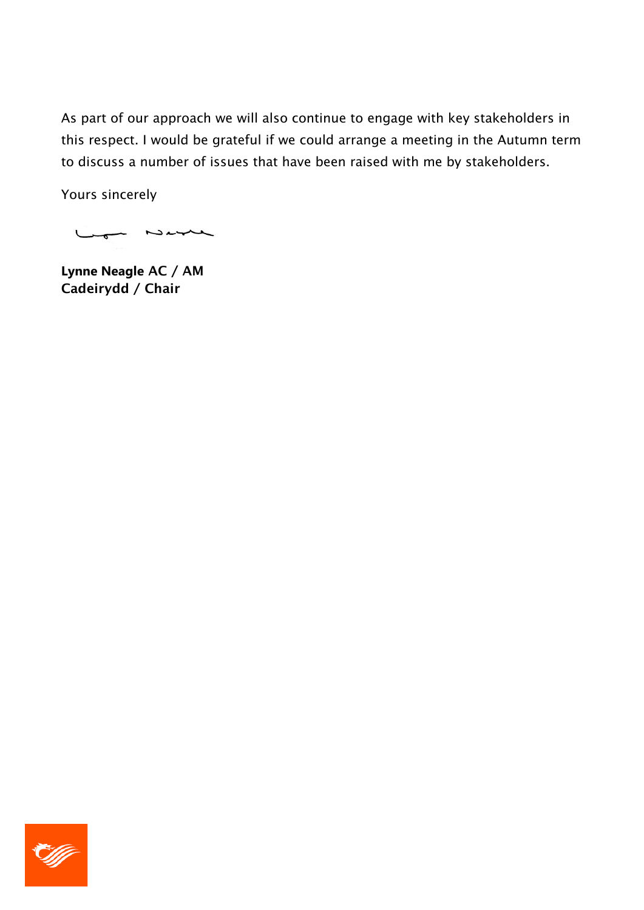As part of our approach we will also continue to engage with key stakeholders in this respect. I would be grateful if we could arrange a meeting in the Autumn term to discuss a number of issues that have been raised with me by stakeholders.

Yours sincerely

**Lynne Neagle** AC / AM
**Cadeirydd / Chair**